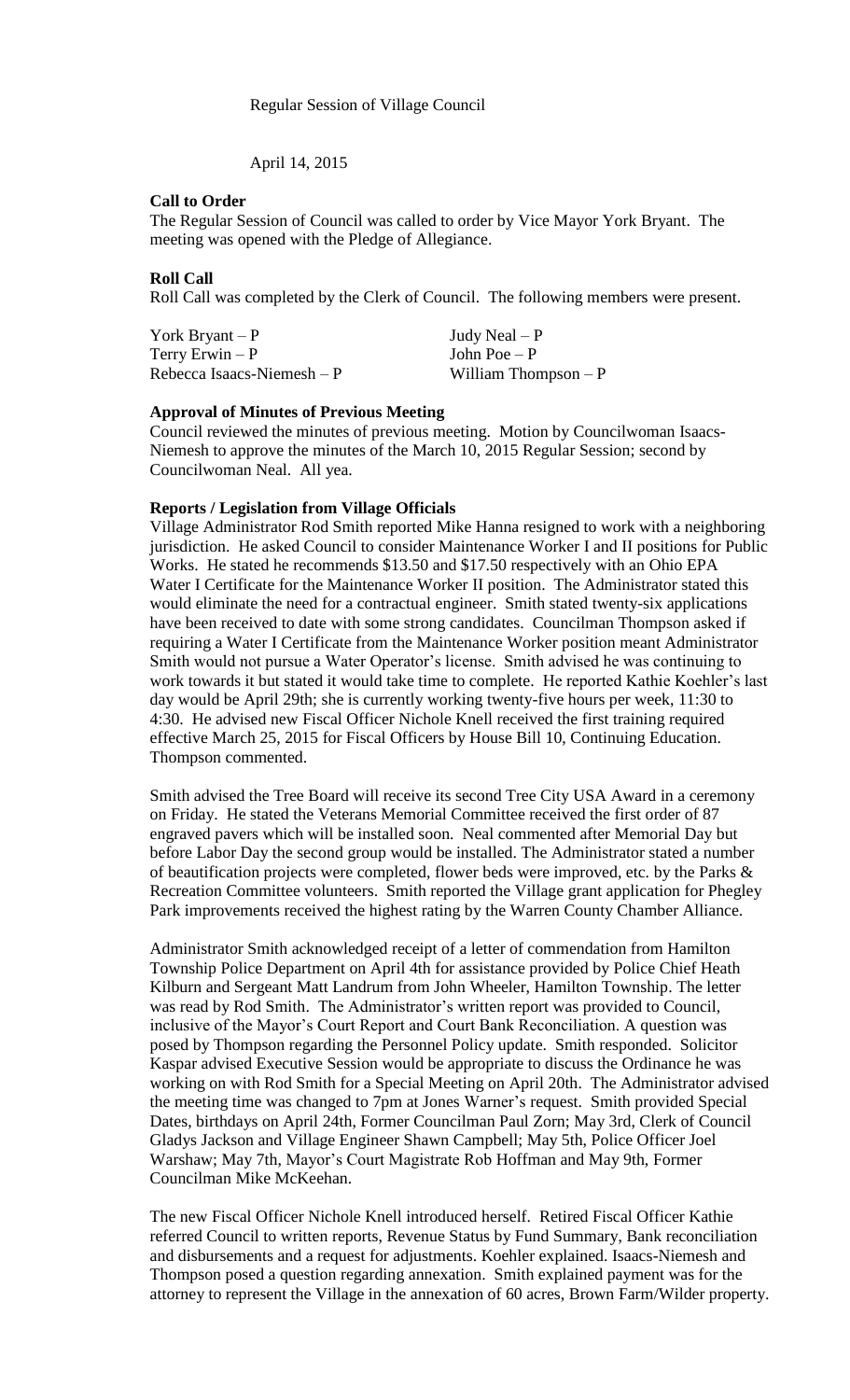Regular Session of Village Council

April 14, 2015

**Call to Order**

The Regular Session of Council was called to order by Vice Mayor York Bryant. The meeting was opened with the Pledge of Allegiance.

**Roll Call**

Roll Call was completed by the Clerk of Council. The following members were present.

| | |
|---|---|
| York Bryant – P | Judy Neal – P |
| Terry Erwin – P | John Poe – P |
| Rebecca Isaacs-Niemesh – P | William Thompson – P |

**Approval of Minutes of Previous Meeting**

Council reviewed the minutes of previous meeting. Motion by Councilwoman Isaacs-Niemesh to approve the minutes of the March 10, 2015 Regular Session; second by Councilwoman Neal. All yea.

**Reports / Legislation from Village Officials**

Village Administrator Rod Smith reported Mike Hanna resigned to work with a neighboring jurisdiction. He asked Council to consider Maintenance Worker I and II positions for Public Works. He stated he recommends $13.50 and $17.50 respectively with an Ohio EPA Water I Certificate for the Maintenance Worker II position. The Administrator stated this would eliminate the need for a contractual engineer. Smith stated twenty-six applications have been received to date with some strong candidates. Councilman Thompson asked if requiring a Water I Certificate from the Maintenance Worker position meant Administrator Smith would not pursue a Water Operator's license. Smith advised he was continuing to work towards it but stated it would take time to complete. He reported Kathie Koehler's last day would be April 29th; she is currently working twenty-five hours per week, 11:30 to 4:30. He advised new Fiscal Officer Nichole Knell received the first training required effective March 25, 2015 for Fiscal Officers by House Bill 10, Continuing Education. Thompson commented.

Smith advised the Tree Board will receive its second Tree City USA Award in a ceremony on Friday. He stated the Veterans Memorial Committee received the first order of 87 engraved pavers which will be installed soon. Neal commented after Memorial Day but before Labor Day the second group would be installed. The Administrator stated a number of beautification projects were completed, flower beds were improved, etc. by the Parks & Recreation Committee volunteers. Smith reported the Village grant application for Phegley Park improvements received the highest rating by the Warren County Chamber Alliance.

Administrator Smith acknowledged receipt of a letter of commendation from Hamilton Township Police Department on April 4th for assistance provided by Police Chief Heath Kilburn and Sergeant Matt Landrum from John Wheeler, Hamilton Township. The letter was read by Rod Smith. The Administrator's written report was provided to Council, inclusive of the Mayor's Court Report and Court Bank Reconciliation. A question was posed by Thompson regarding the Personnel Policy update. Smith responded. Solicitor Kaspar advised Executive Session would be appropriate to discuss the Ordinance he was working on with Rod Smith for a Special Meeting on April 20th. The Administrator advised the meeting time was changed to 7pm at Jones Warner's request. Smith provided Special Dates, birthdays on April 24th, Former Councilman Paul Zorn; May 3rd, Clerk of Council Gladys Jackson and Village Engineer Shawn Campbell; May 5th, Police Officer Joel Warshaw; May 7th, Mayor's Court Magistrate Rob Hoffman and May 9th, Former Councilman Mike McKeehan.

The new Fiscal Officer Nichole Knell introduced herself. Retired Fiscal Officer Kathie referred Council to written reports, Revenue Status by Fund Summary, Bank reconciliation and disbursements and a request for adjustments. Koehler explained. Isaacs-Niemesh and Thompson posed a question regarding annexation. Smith explained payment was for the attorney to represent the Village in the annexation of 60 acres, Brown Farm/Wilder property.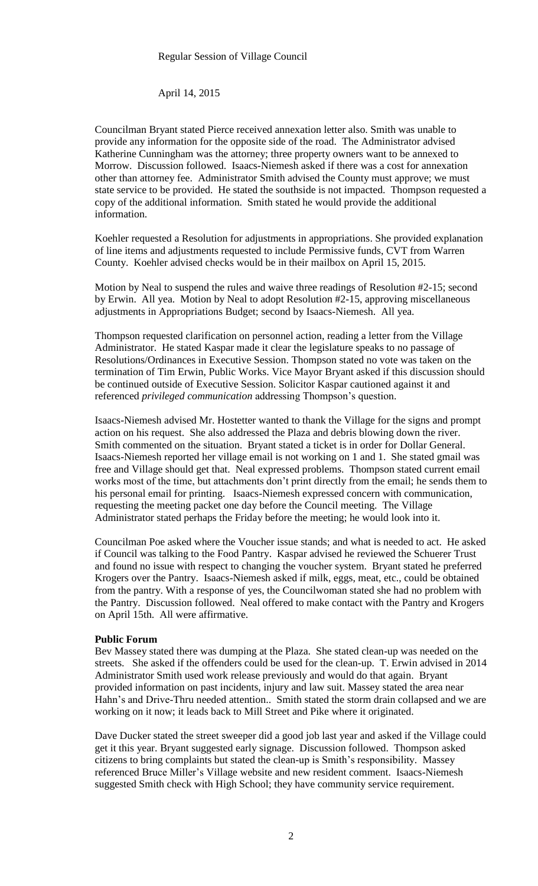Regular Session of Village Council

April 14, 2015

Councilman Bryant stated Pierce received annexation letter also. Smith was unable to provide any information for the opposite side of the road. The Administrator advised Katherine Cunningham was the attorney; three property owners want to be annexed to Morrow. Discussion followed. Isaacs-Niemesh asked if there was a cost for annexation other than attorney fee. Administrator Smith advised the County must approve; we must state service to be provided. He stated the southside is not impacted. Thompson requested a copy of the additional information. Smith stated he would provide the additional information.

Koehler requested a Resolution for adjustments in appropriations. She provided explanation of line items and adjustments requested to include Permissive funds, CVT from Warren County. Koehler advised checks would be in their mailbox on April 15, 2015.

Motion by Neal to suspend the rules and waive three readings of Resolution #2-15; second by Erwin. All yea. Motion by Neal to adopt Resolution #2-15, approving miscellaneous adjustments in Appropriations Budget; second by Isaacs-Niemesh. All yea.

Thompson requested clarification on personnel action, reading a letter from the Village Administrator. He stated Kaspar made it clear the legislature speaks to no passage of Resolutions/Ordinances in Executive Session. Thompson stated no vote was taken on the termination of Tim Erwin, Public Works. Vice Mayor Bryant asked if this discussion should be continued outside of Executive Session. Solicitor Kaspar cautioned against it and referenced *privileged communication* addressing Thompson's question.

Isaacs-Niemesh advised Mr. Hostetter wanted to thank the Village for the signs and prompt action on his request. She also addressed the Plaza and debris blowing down the river. Smith commented on the situation. Bryant stated a ticket is in order for Dollar General. Isaacs-Niemesh reported her village email is not working on 1 and 1. She stated gmail was free and Village should get that. Neal expressed problems. Thompson stated current email works most of the time, but attachments don't print directly from the email; he sends them to his personal email for printing. Isaacs-Niemesh expressed concern with communication, requesting the meeting packet one day before the Council meeting. The Village Administrator stated perhaps the Friday before the meeting; he would look into it.

Councilman Poe asked where the Voucher issue stands; and what is needed to act. He asked if Council was talking to the Food Pantry. Kaspar advised he reviewed the Schuerer Trust and found no issue with respect to changing the voucher system. Bryant stated he preferred Krogers over the Pantry. Isaacs-Niemesh asked if milk, eggs, meat, etc., could be obtained from the pantry. With a response of yes, the Councilwoman stated she had no problem with the Pantry. Discussion followed. Neal offered to make contact with the Pantry and Krogers on April 15th. All were affirmative.

**Public Forum**

Bev Massey stated there was dumping at the Plaza. She stated clean-up was needed on the streets. She asked if the offenders could be used for the clean-up. T. Erwin advised in 2014 Administrator Smith used work release previously and would do that again. Bryant provided information on past incidents, injury and law suit. Massey stated the area near Hahn's and Drive-Thru needed attention.. Smith stated the storm drain collapsed and we are working on it now; it leads back to Mill Street and Pike where it originated.

Dave Ducker stated the street sweeper did a good job last year and asked if the Village could get it this year. Bryant suggested early signage. Discussion followed. Thompson asked citizens to bring complaints but stated the clean-up is Smith's responsibility. Massey referenced Bruce Miller's Village website and new resident comment. Isaacs-Niemesh suggested Smith check with High School; they have community service requirement.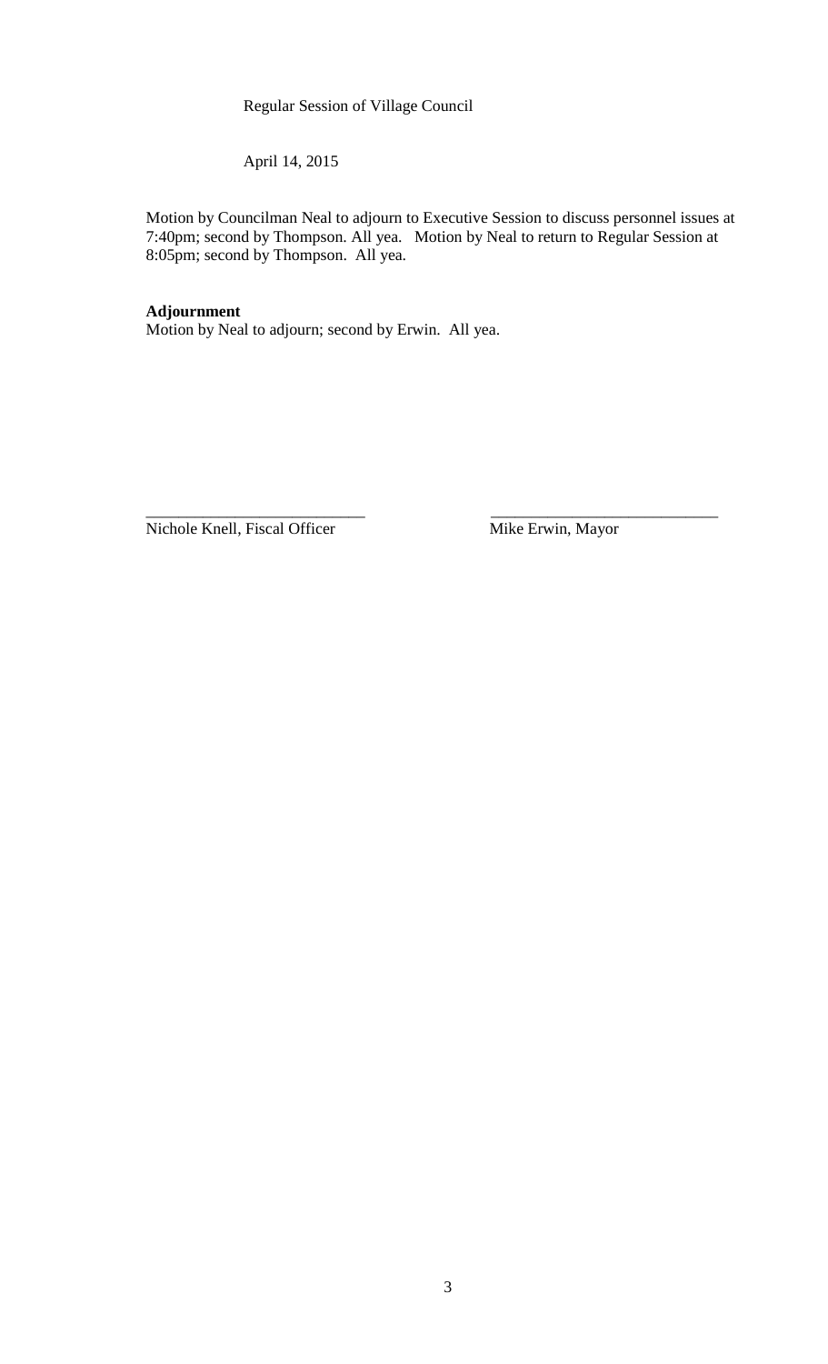Regular Session of Village Council

April 14, 2015

Motion by Councilman Neal to adjourn to Executive Session to discuss personnel issues at 7:40pm; second by Thompson. All yea. Motion by Neal to return to Regular Session at 8:05pm; second by Thompson. All yea.

**Adjournment**
Motion by Neal to adjourn; second by Erwin. All yea.

\_\_\_\_\_\_\_\_\_\_\_\_\_\_\_\_\_\_\_\_\_\_\_\_\_\_\_ \_\_\_\_\_\_\_\_\_\_\_\_\_\_\_\_\_\_\_\_\_\_\_\_\_\_\_\_
Nichole Knell, Fiscal Officer Mike Erwin, Mayor